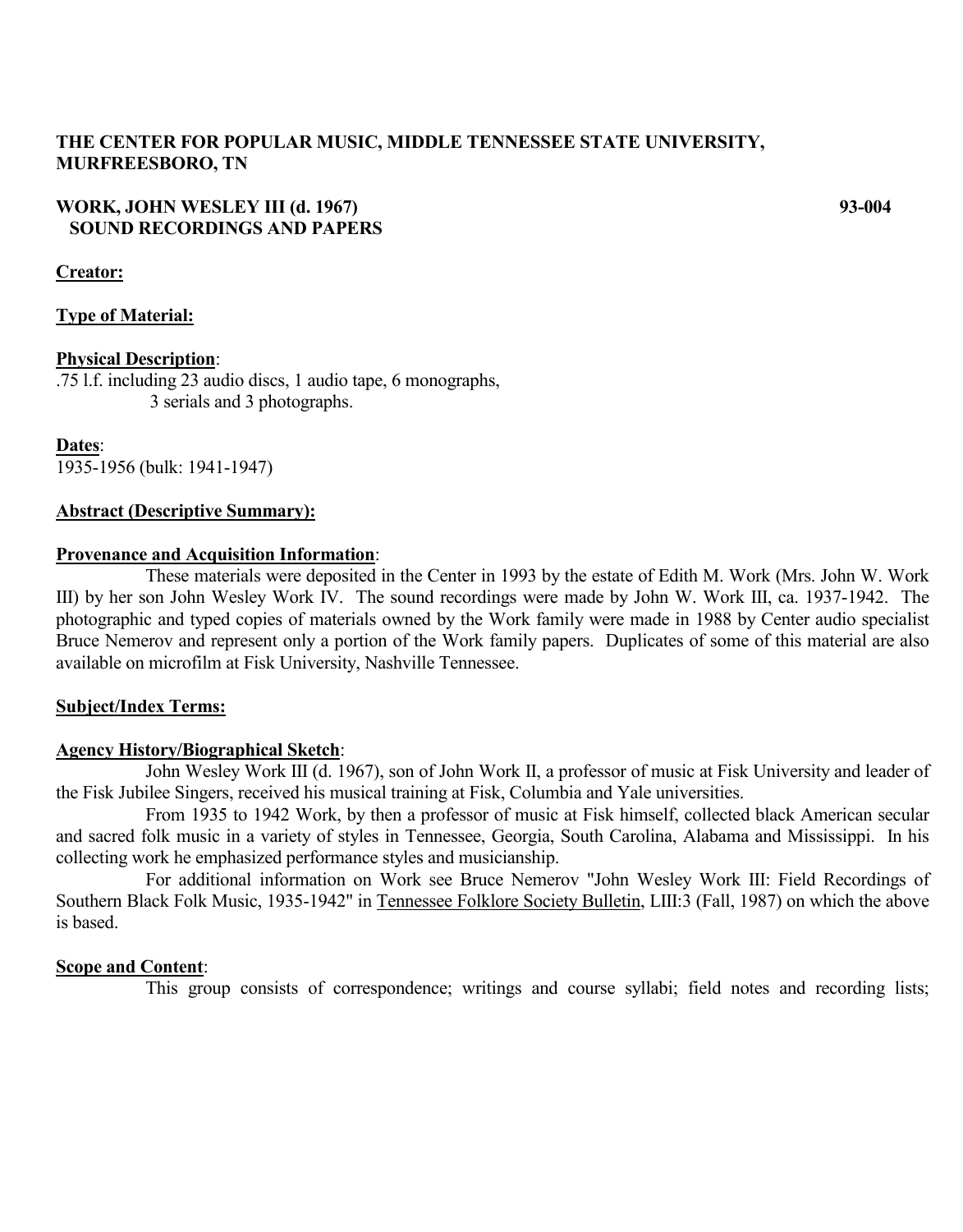**THE CENTER FOR POPULAR MUSIC, MIDDLE TENNESSEE STATE UNIVERSITY, MURFREESBORO, TN**

**WORK, JOHN WESLEY III (d. 1967)** **93-004**
**SOUND RECORDINGS AND PAPERS**

**Creator:**

**Type of Material:**

**Physical Description**:
.75 l.f. including 23 audio discs, 1 audio tape, 6 monographs, 3 serials and 3 photographs.

**Dates**:
1935-1956 (bulk: 1941-1947)

**Abstract (Descriptive Summary):**

**Provenance and Acquisition Information**:

These materials were deposited in the Center in 1993 by the estate of Edith M. Work (Mrs. John W. Work III) by her son John Wesley Work IV. The sound recordings were made by John W. Work III, ca. 1937-1942. The photographic and typed copies of materials owned by the Work family were made in 1988 by Center audio specialist Bruce Nemerov and represent only a portion of the Work family papers. Duplicates of some of this material are also available on microfilm at Fisk University, Nashville Tennessee.

**Subject/Index Terms:**

**Agency History/Biographical Sketch**:

John Wesley Work III (d. 1967), son of John Work II, a professor of music at Fisk University and leader of the Fisk Jubilee Singers, received his musical training at Fisk, Columbia and Yale universities.

From 1935 to 1942 Work, by then a professor of music at Fisk himself, collected black American secular and sacred folk music in a variety of styles in Tennessee, Georgia, South Carolina, Alabama and Mississippi. In his collecting work he emphasized performance styles and musicianship.

For additional information on Work see Bruce Nemerov "John Wesley Work III: Field Recordings of Southern Black Folk Music, 1935-1942" in Tennessee Folklore Society Bulletin, LIII:3 (Fall, 1987) on which the above is based.

**Scope and Content**:

This group consists of correspondence; writings and course syllabi; field notes and recording lists;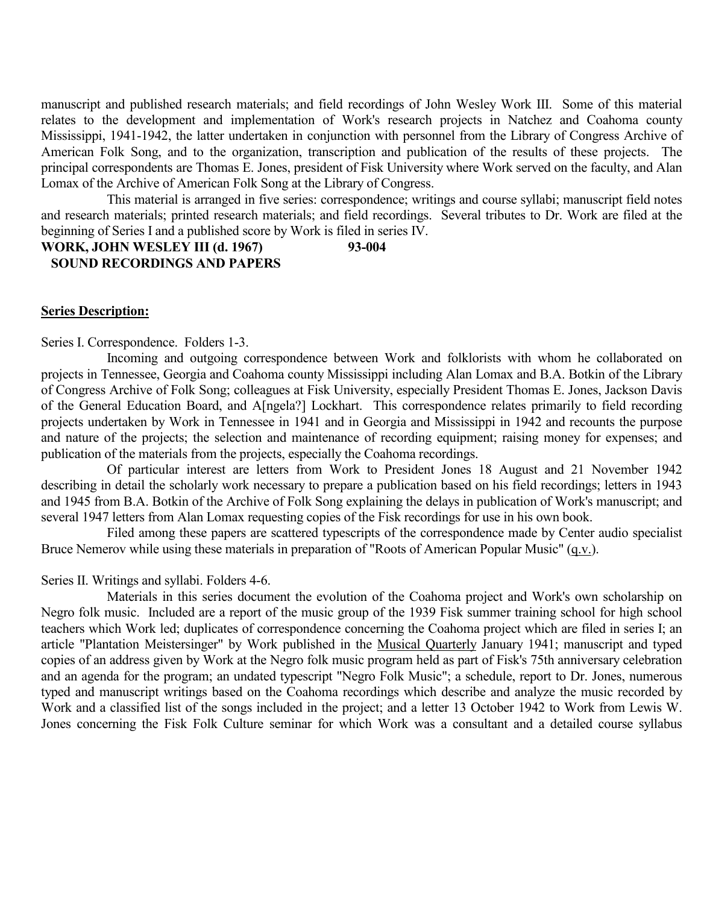manuscript and published research materials; and field recordings of John Wesley Work III. Some of this material relates to the development and implementation of Work's research projects in Natchez and Coahoma county Mississippi, 1941-1942, the latter undertaken in conjunction with personnel from the Library of Congress Archive of American Folk Song, and to the organization, transcription and publication of the results of these projects. The principal correspondents are Thomas E. Jones, president of Fisk University where Work served on the faculty, and Alan Lomax of the Archive of American Folk Song at the Library of Congress.

This material is arranged in five series: correspondence; writings and course syllabi; manuscript field notes and research materials; printed research materials; and field recordings. Several tributes to Dr. Work are filed at the beginning of Series I and a published score by Work is filed in series IV.

**WORK, JOHN WESLEY III (d. 1967) 93-004**
**SOUND RECORDINGS AND PAPERS**

## Series Description:

Series I. Correspondence. Folders 1-3.

Incoming and outgoing correspondence between Work and folklorists with whom he collaborated on projects in Tennessee, Georgia and Coahoma county Mississippi including Alan Lomax and B.A. Botkin of the Library of Congress Archive of Folk Song; colleagues at Fisk University, especially President Thomas E. Jones, Jackson Davis of the General Education Board, and A[ngela?] Lockhart. This correspondence relates primarily to field recording projects undertaken by Work in Tennessee in 1941 and in Georgia and Mississippi in 1942 and recounts the purpose and nature of the projects; the selection and maintenance of recording equipment; raising money for expenses; and publication of the materials from the projects, especially the Coahoma recordings.

Of particular interest are letters from Work to President Jones 18 August and 21 November 1942 describing in detail the scholarly work necessary to prepare a publication based on his field recordings; letters in 1943 and 1945 from B.A. Botkin of the Archive of Folk Song explaining the delays in publication of Work's manuscript; and several 1947 letters from Alan Lomax requesting copies of the Fisk recordings for use in his own book.

Filed among these papers are scattered typescripts of the correspondence made by Center audio specialist Bruce Nemerov while using these materials in preparation of "Roots of American Popular Music" (q.v.).

Series II. Writings and syllabi. Folders 4-6.

Materials in this series document the evolution of the Coahoma project and Work's own scholarship on Negro folk music. Included are a report of the music group of the 1939 Fisk summer training school for high school teachers which Work led; duplicates of correspondence concerning the Coahoma project which are filed in series I; an article "Plantation Meistersinger" by Work published in the Musical Quarterly January 1941; manuscript and typed copies of an address given by Work at the Negro folk music program held as part of Fisk's 75th anniversary celebration and an agenda for the program; an undated typescript "Negro Folk Music"; a schedule, report to Dr. Jones, numerous typed and manuscript writings based on the Coahoma recordings which describe and analyze the music recorded by Work and a classified list of the songs included in the project; and a letter 13 October 1942 to Work from Lewis W. Jones concerning the Fisk Folk Culture seminar for which Work was a consultant and a detailed course syllabus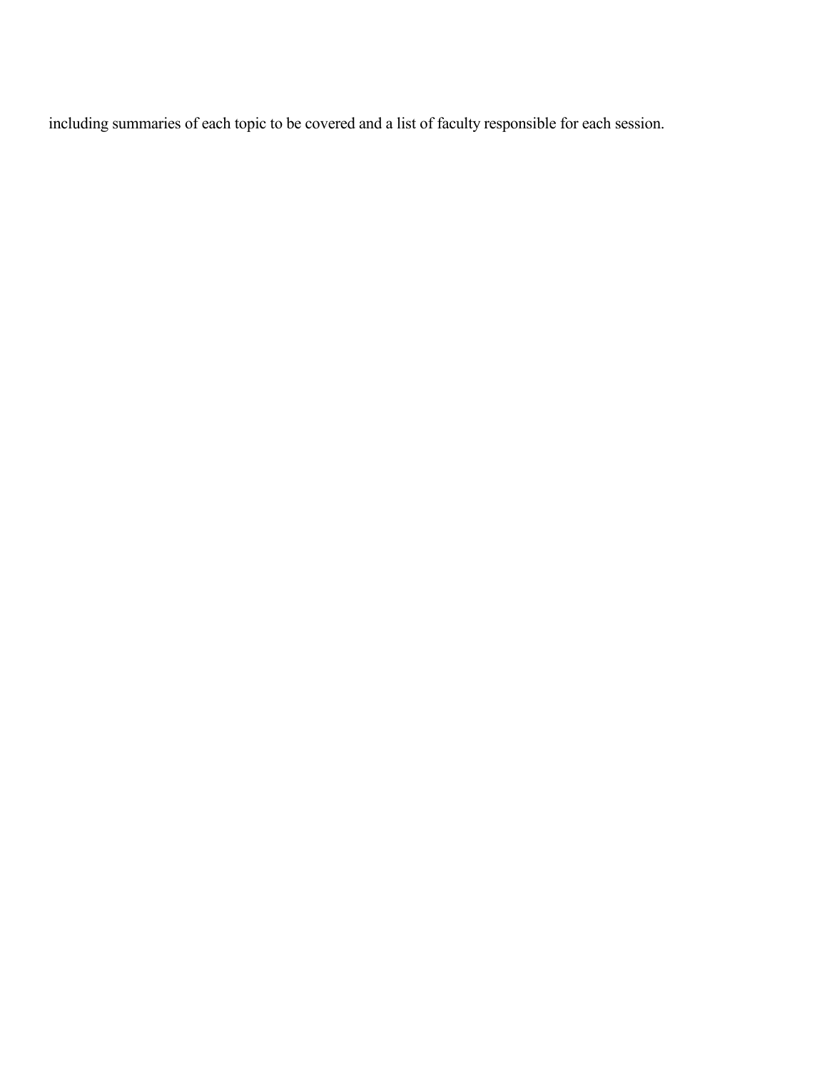including summaries of each topic to be covered and a list of faculty responsible for each session.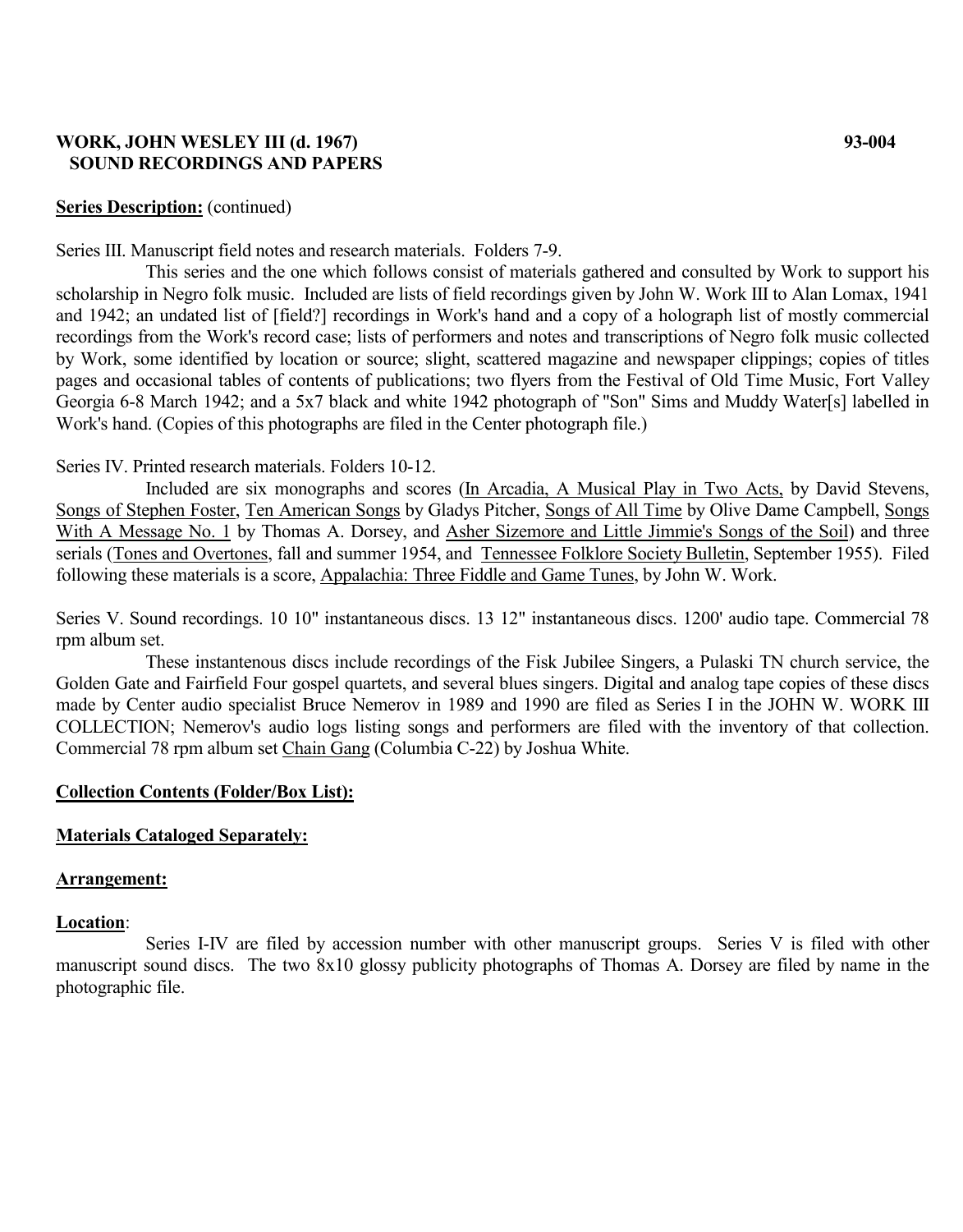**WORK, JOHN WESLEY III (d. 1967) 93-004**
**SOUND RECORDINGS AND PAPERS**

**<u>Series Description:</u>** (continued)

Series III. Manuscript field notes and research materials. Folders 7-9.

This series and the one which follows consist of materials gathered and consulted by Work to support his scholarship in Negro folk music. Included are lists of field recordings given by John W. Work III to Alan Lomax, 1941 and 1942; an undated list of [field?] recordings in Work's hand and a copy of a holograph list of mostly commercial recordings from the Work's record case; lists of performers and notes and transcriptions of Negro folk music collected by Work, some identified by location or source; slight, scattered magazine and newspaper clippings; copies of titles pages and occasional tables of contents of publications; two flyers from the Festival of Old Time Music, Fort Valley Georgia 6-8 March 1942; and a 5x7 black and white 1942 photograph of "Son" Sims and Muddy Water[s] labelled in Work's hand. (Copies of this photographs are filed in the Center photograph file.)

Series IV. Printed research materials. Folders 10-12.

Included are six monographs and scores (<u>In Arcadia, A Musical Play in Two Acts,</u> by David Stevens, <u>Songs of Stephen Foster</u>, <u>Ten American Songs</u> by Gladys Pitcher, <u>Songs of All Time</u> by Olive Dame Campbell, <u>Songs With A Message No. 1</u> by Thomas A. Dorsey, and <u>Asher Sizemore and Little Jimmie's Songs of the Soil</u>) and three serials (<u>Tones and Overtones</u>, fall and summer 1954, and <u>Tennessee Folklore Society Bulletin</u>, September 1955). Filed following these materials is a score, <u>Appalachia: Three Fiddle and Game Tunes</u>, by John W. Work.

Series V. Sound recordings. 10 10" instantaneous discs. 13 12" instantaneous discs. 1200' audio tape. Commercial 78 rpm album set.

These instantenous discs include recordings of the Fisk Jubilee Singers, a Pulaski TN church service, the Golden Gate and Fairfield Four gospel quartets, and several blues singers. Digital and analog tape copies of these discs made by Center audio specialist Bruce Nemerov in 1989 and 1990 are filed as Series I in the JOHN W. WORK III COLLECTION; Nemerov's audio logs listing songs and performers are filed with the inventory of that collection. Commercial 78 rpm album set <u>Chain Gang</u> (Columbia C-22) by Joshua White.

**<u>Collection Contents (Folder/Box List):</u>**

**<u>Materials Cataloged Separately:</u>**

**<u>Arrangement:</u>**

**<u>Location</u>**:

Series I-IV are filed by accession number with other manuscript groups. Series V is filed with other manuscript sound discs. The two 8x10 glossy publicity photographs of Thomas A. Dorsey are filed by name in the photographic file.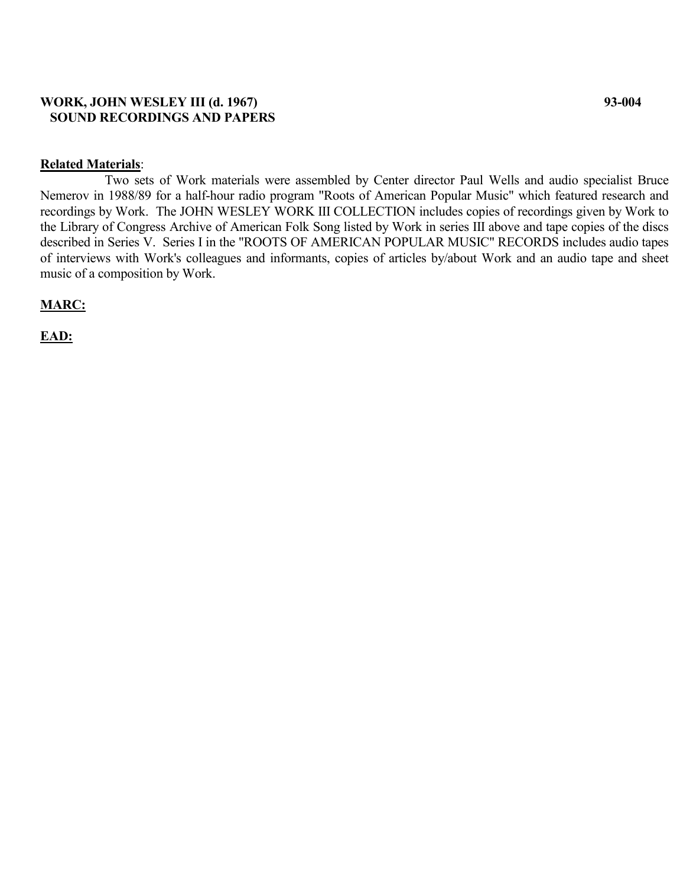**WORK, JOHN WESLEY III (d. 1967)** **93-004**
**SOUND RECORDINGS AND PAPERS**

**Related Materials**:

Two sets of Work materials were assembled by Center director Paul Wells and audio specialist Bruce Nemerov in 1988/89 for a half-hour radio program "Roots of American Popular Music" which featured research and recordings by Work. The JOHN WESLEY WORK III COLLECTION includes copies of recordings given by Work to the Library of Congress Archive of American Folk Song listed by Work in series III above and tape copies of the discs described in Series V. Series I in the "ROOTS OF AMERICAN POPULAR MUSIC" RECORDS includes audio tapes of interviews with Work's colleagues and informants, copies of articles by/about Work and an audio tape and sheet music of a composition by Work.

**MARC:**

**EAD:**